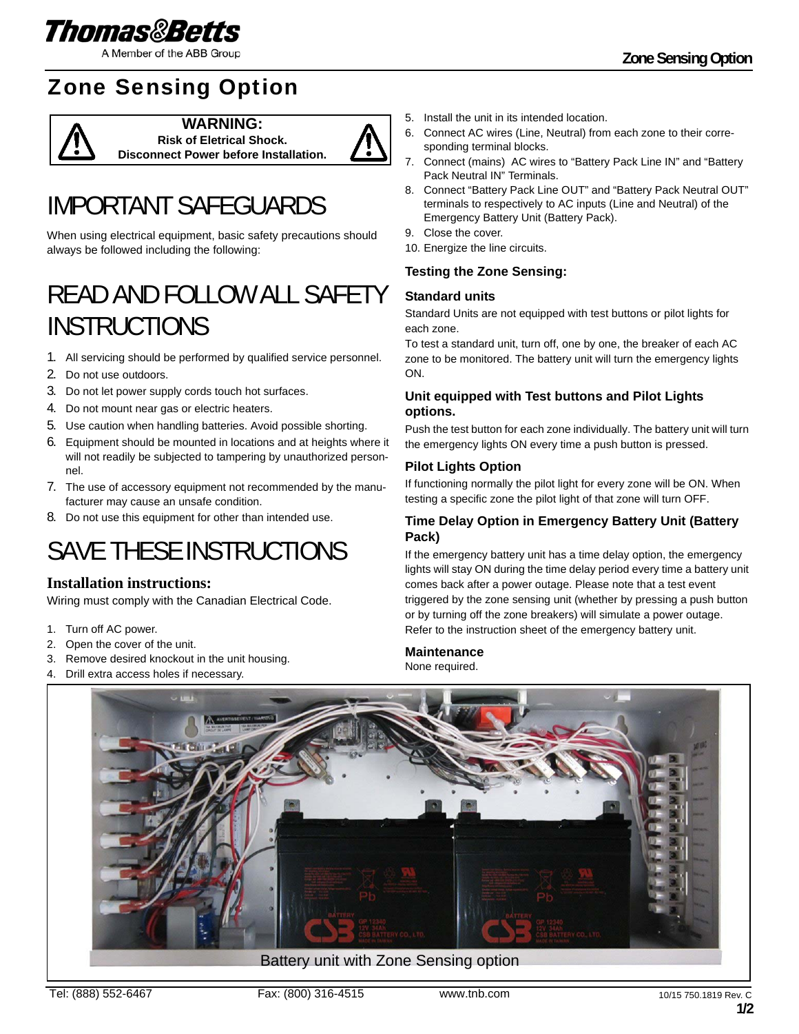# Zone Sensing Option

**WARNING:**
**Risk of Eletrical Shock.**
**Disconnect Power before Installation.**

# IMPORTANT SAFEGUARDS

When using electrical equipment, basic safety precautions should always be followed including the following:

# READ AND FOLLOW ALL SAFETY INSTRUCTIONS

1. All servicing should be performed by qualified service personnel.
2. Do not use outdoors.
3. Do not let power supply cords touch hot surfaces.
4. Do not mount near gas or electric heaters.
5. Use caution when handling batteries. Avoid possible shorting.
6. Equipment should be mounted in locations and at heights where it will not readily be subjected to tampering by unauthorized personnel.
7. The use of accessory equipment not recommended by the manufacturer may cause an unsafe condition.
8. Do not use this equipment for other than intended use.

# SAVE THESE INSTRUCTIONS

## Installation instructions:

Wiring must comply with the Canadian Electrical Code.

1. Turn off AC power.
2. Open the cover of the unit.
3. Remove desired knockout in the unit housing.
4. Drill extra access holes if necessary.
5. Install the unit in its intended location.
6. Connect AC wires (Line, Neutral) from each zone to their corresponding terminal blocks.
7. Connect (mains) AC wires to "Battery Pack Line IN" and "Battery Pack Neutral IN" Terminals.
8. Connect "Battery Pack Line OUT" and "Battery Pack Neutral OUT" terminals to respectively to AC inputs (Line and Neutral) of the Emergency Battery Unit (Battery Pack).
9. Close the cover.
10. Energize the line circuits.

### Testing the Zone Sensing:

### Standard units

Standard Units are not equipped with test buttons or pilot lights for each zone.

To test a standard unit, turn off, one by one, the breaker of each AC zone to be monitored. The battery unit will turn the emergency lights ON.

### Unit equipped with Test buttons and Pilot Lights options.

Push the test button for each zone individually. The battery unit will turn the emergency lights ON every time a push button is pressed.

### Pilot Lights Option

If functioning normally the pilot light for every zone will be ON. When testing a specific zone the pilot light of that zone will turn OFF.

### Time Delay Option in Emergency Battery Unit (Battery Pack)

If the emergency battery unit has a time delay option, the emergency lights will stay ON during the time delay period every time a battery unit comes back after a power outage. Please note that a test event triggered by the zone sensing unit (whether by pressing a push button or by turning off the zone breakers) will simulate a power outage. Refer to the instruction sheet of the emergency battery unit.

### Maintenance

None required.

Battery unit with Zone Sensing option

Tel: (888) 552-6467 Fax: (800) 316-4515 www.tnb.com 10/15 750.1819 Rev. C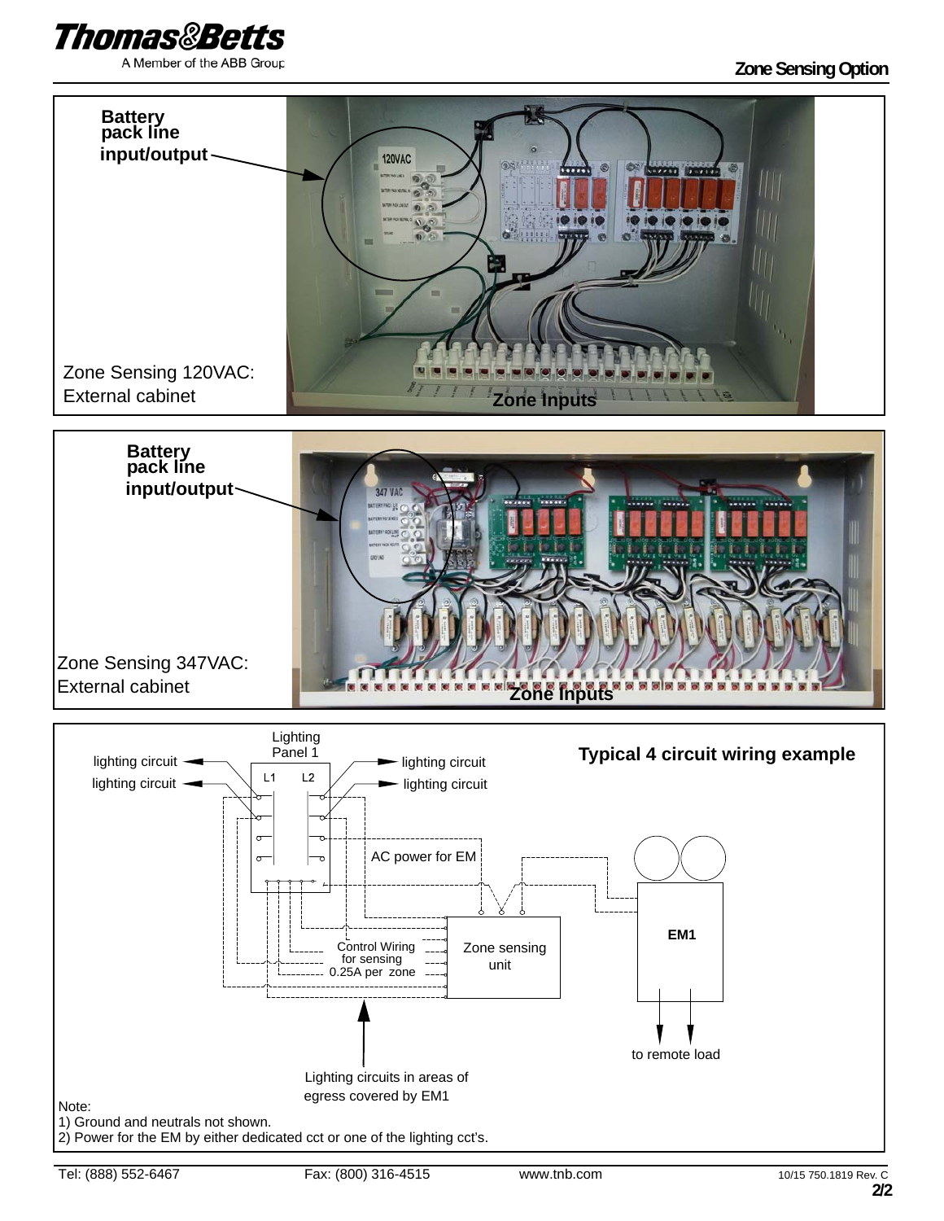## Zone Sensing Option

Battery pack line input/output

Zone Sensing 120VAC: External cabinet

Zone Inputs

Battery pack line input/output

Zone Sensing 347VAC: External cabinet

Zone Inputs

**Typical 4 circuit wiring example**

Lighting Panel 1

L1 L2

lighting circuit

lighting circuit

lighting circuit

lighting circuit

AC power for EM

EM1

Zone sensing unit

Control Wiring for sensing 0.25A per zone

to remote load

Lighting circuits in areas of egress covered by EM1

Note:

1) Ground and neutrals not shown.

2) Power for the EM by either dedicated cct or one of the lighting cct's.

Tel: (888) 552-6467 Fax: (800) 316-4515 www.tnb.com 10/15 750.1819 Rev. C